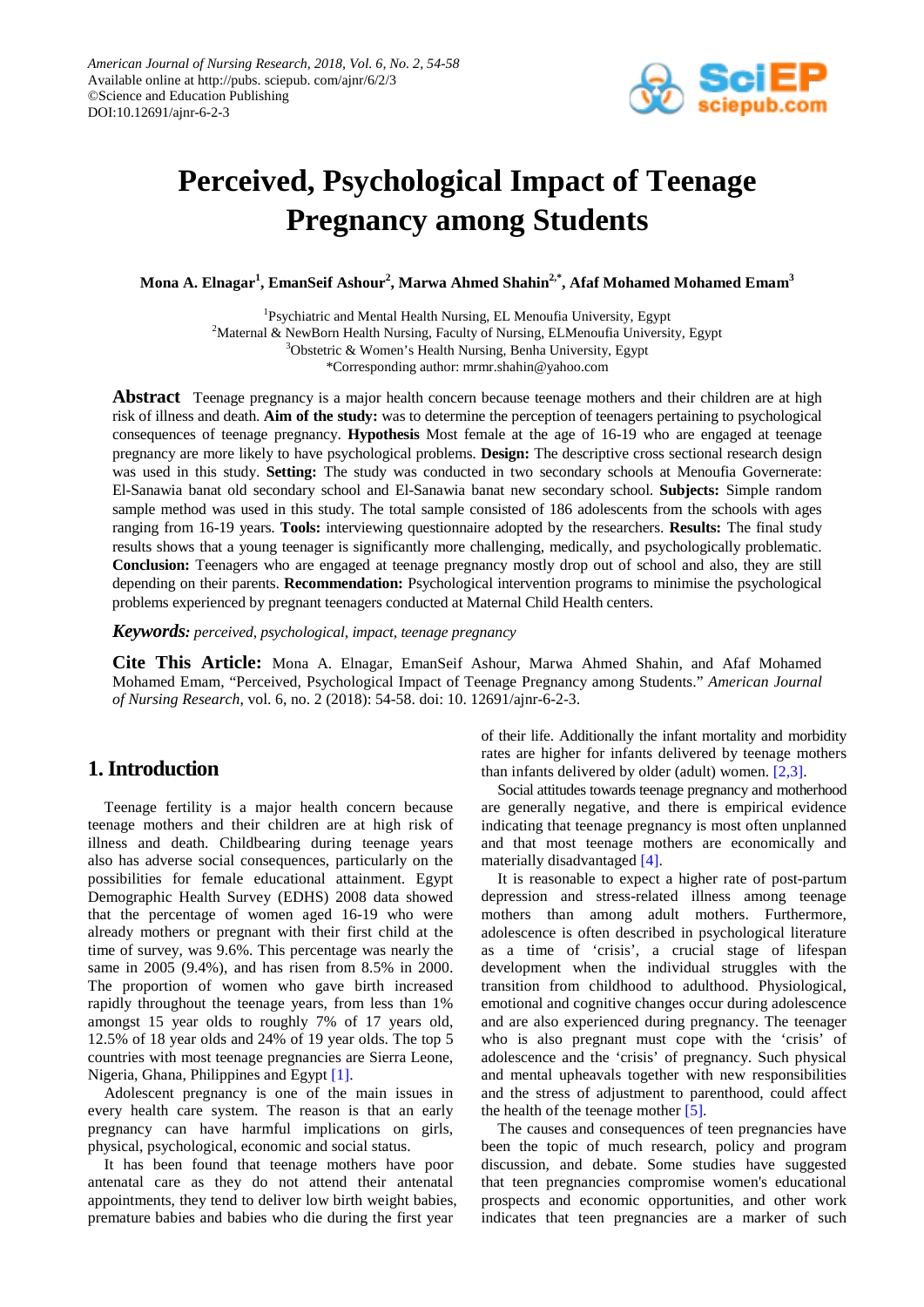# Perceived, Psychological Impact of Teenage Pregnancy among Students

**Mona A. Elnagar[1], EmanSeif Ashour[2], Marwa Ahmed Shahin[2,*], Afaf Mohamed Mohamed Emam[3]**

[1]Psychiatric and Mental Health Nursing, EL Menoufia University, Egypt
[2]Maternal & NewBorn Health Nursing, Faculty of Nursing, ELMenoufia University, Egypt
[3]Obstetric & Women's Health Nursing, Benha University, Egypt
*Corresponding author: mrmr.shahin@yahoo.com

**Abstract** Teenage pregnancy is a major health concern because teenage mothers and their children are at high risk of illness and death. **Aim of the study:** was to determine the perception of teenagers pertaining to psychological consequences of teenage pregnancy. **Hypothesis** Most female at the age of 16-19 who are engaged at teenage pregnancy are more likely to have psychological problems. **Design:** The descriptive cross sectional research design was used in this study. **Setting:** The study was conducted in two secondary schools at Menoufia Governerate: El-Sanawia banat old secondary school and El-Sanawia banat new secondary school. **Subjects:** Simple random sample method was used in this study. The total sample consisted of 186 adolescents from the schools with ages ranging from 16-19 years. **Tools:** interviewing questionnaire adopted by the researchers. **Results:** The final study results shows that a young teenager is significantly more challenging, medically, and psychologically problematic. **Conclusion:** Teenagers who are engaged at teenage pregnancy mostly drop out of school and also, they are still depending on their parents. **Recommendation:** Psychological intervention programs to minimise the psychological problems experienced by pregnant teenagers conducted at Maternal Child Health centers.

***Keywords:*** *perceived, psychological, impact, teenage pregnancy*

**Cite This Article:** Mona A. Elnagar, EmanSeif Ashour, Marwa Ahmed Shahin, and Afaf Mohamed Mohamed Emam, "Perceived, Psychological Impact of Teenage Pregnancy among Students." *American Journal of Nursing Research*, vol. 6, no. 2 (2018): 54-58. doi: 10. 12691/ajnr-6-2-3.

## 1. Introduction

Teenage fertility is a major health concern because teenage mothers and their children are at high risk of illness and death. Childbearing during teenage years also has adverse social consequences, particularly on the possibilities for female educational attainment. Egypt Demographic Health Survey (EDHS) 2008 data showed that the percentage of women aged 16-19 who were already mothers or pregnant with their first child at the time of survey, was 9.6%. This percentage was nearly the same in 2005 (9.4%), and has risen from 8.5% in 2000. The proportion of women who gave birth increased rapidly throughout the teenage years, from less than 1% amongst 15 year olds to roughly 7% of 17 years old, 12.5% of 18 year olds and 24% of 19 year olds. The top 5 countries with most teenage pregnancies are Sierra Leone, Nigeria, Ghana, Philippines and Egypt [1].

Adolescent pregnancy is one of the main issues in every health care system. The reason is that an early pregnancy can have harmful implications on girls, physical, psychological, economic and social status.

It has been found that teenage mothers have poor antenatal care as they do not attend their antenatal appointments, they tend to deliver low birth weight babies, premature babies and babies who die during the first year of their life. Additionally the infant mortality and morbidity rates are higher for infants delivered by teenage mothers than infants delivered by older (adult) women. [2,3].

Social attitudes towards teenage pregnancy and motherhood are generally negative, and there is empirical evidence indicating that teenage pregnancy is most often unplanned and that most teenage mothers are economically and materially disadvantaged [4].

It is reasonable to expect a higher rate of post-partum depression and stress-related illness among teenage mothers than among adult mothers. Furthermore, adolescence is often described in psychological literature as a time of 'crisis', a crucial stage of lifespan development when the individual struggles with the transition from childhood to adulthood. Physiological, emotional and cognitive changes occur during adolescence and are also experienced during pregnancy. The teenager who is also pregnant must cope with the 'crisis' of adolescence and the 'crisis' of pregnancy. Such physical and mental upheavals together with new responsibilities and the stress of adjustment to parenthood, could affect the health of the teenage mother [5].

The causes and consequences of teen pregnancies have been the topic of much research, policy and program discussion, and debate. Some studies have suggested that teen pregnancies compromise women's educational prospects and economic opportunities, and other work indicates that teen pregnancies are a marker of such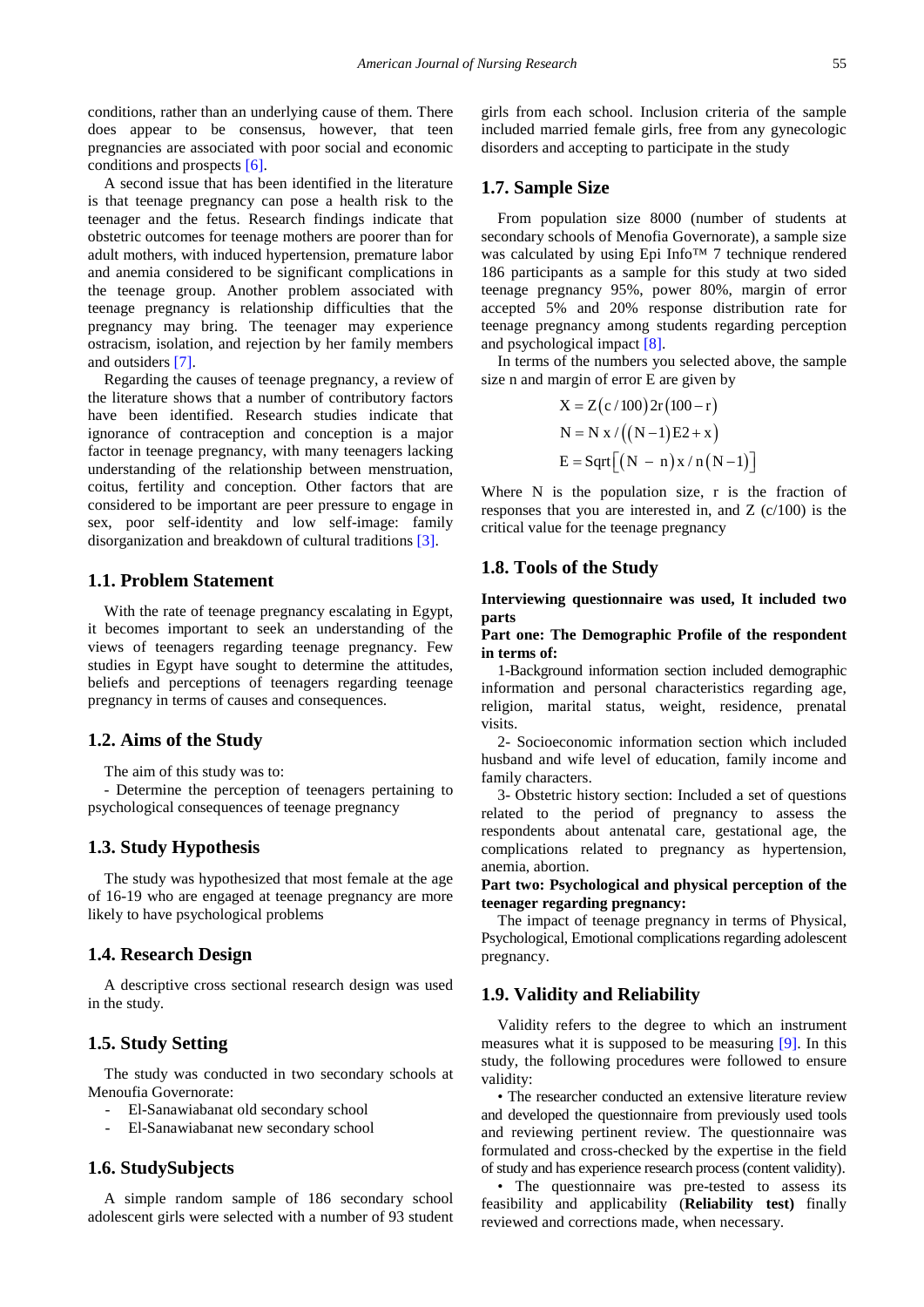conditions, rather than an underlying cause of them. There does appear to be consensus, however, that teen pregnancies are associated with poor social and economic conditions and prospects [6].

A second issue that has been identified in the literature is that teenage pregnancy can pose a health risk to the teenager and the fetus. Research findings indicate that obstetric outcomes for teenage mothers are poorer than for adult mothers, with induced hypertension, premature labor and anemia considered to be significant complications in the teenage group. Another problem associated with teenage pregnancy is relationship difficulties that the pregnancy may bring. The teenager may experience ostracism, isolation, and rejection by her family members and outsiders [7].

Regarding the causes of teenage pregnancy, a review of the literature shows that a number of contributory factors have been identified. Research studies indicate that ignorance of contraception and conception is a major factor in teenage pregnancy, with many teenagers lacking understanding of the relationship between menstruation, coitus, fertility and conception. Other factors that are considered to be important are peer pressure to engage in sex, poor self-identity and low self-image: family disorganization and breakdown of cultural traditions [3].

## 1.1. Problem Statement

With the rate of teenage pregnancy escalating in Egypt, it becomes important to seek an understanding of the views of teenagers regarding teenage pregnancy. Few studies in Egypt have sought to determine the attitudes, beliefs and perceptions of teenagers regarding teenage pregnancy in terms of causes and consequences.

## 1.2. Aims of the Study

The aim of this study was to:

- Determine the perception of teenagers pertaining to psychological consequences of teenage pregnancy

## 1.3. Study Hypothesis

The study was hypothesized that most female at the age of 16-19 who are engaged at teenage pregnancy are more likely to have psychological problems

## 1.4. Research Design

A descriptive cross sectional research design was used in the study.

## 1.5. Study Setting

The study was conducted in two secondary schools at Menoufia Governorate:

- El-Sanawiabanat old secondary school
- El-Sanawiabanat new secondary school

## 1.6. StudySubjects

A simple random sample of 186 secondary school adolescent girls were selected with a number of 93 student girls from each school. Inclusion criteria of the sample included married female girls, free from any gynecologic disorders and accepting to participate in the study

## 1.7. Sample Size

From population size 8000 (number of students at secondary schools of Menofia Governorate), a sample size was calculated by using Epi Info™ 7 technique rendered 186 participants as a sample for this study at two sided teenage pregnancy 95%, power 80%, margin of error accepted 5% and 20% response distribution rate for teenage pregnancy among students regarding perception and psychological impact [8].

In terms of the numbers you selected above, the sample size n and margin of error E are given by

$$X = Z(c/100)2r(100-r)$$

$$N = N\,x/((N-1)E2 + x)$$

$$E = \mathrm{Sqrt}[(N - n)x/n(N-1)]$$

Where N is the population size, r is the fraction of responses that you are interested in, and Z (c/100) is the critical value for the teenage pregnancy

## 1.8. Tools of the Study

**Interviewing questionnaire was used, It included two parts**

**Part one: The Demographic Profile of the respondent in terms of:**

1-Background information section included demographic information and personal characteristics regarding age, religion, marital status, weight, residence, prenatal visits.

2- Socioeconomic information section which included husband and wife level of education, family income and family characters.

3- Obstetric history section: Included a set of questions related to the period of pregnancy to assess the respondents about antenatal care, gestational age, the complications related to pregnancy as hypertension, anemia, abortion.

**Part two: Psychological and physical perception of the teenager regarding pregnancy:**

The impact of teenage pregnancy in terms of Physical, Psychological, Emotional complications regarding adolescent pregnancy.

## 1.9. Validity and Reliability

Validity refers to the degree to which an instrument measures what it is supposed to be measuring [9]. In this study, the following procedures were followed to ensure validity:

• The researcher conducted an extensive literature review and developed the questionnaire from previously used tools and reviewing pertinent review. The questionnaire was formulated and cross-checked by the expertise in the field of study and has experience research process (content validity).

• The questionnaire was pre-tested to assess its feasibility and applicability (**Reliability test)** finally reviewed and corrections made, when necessary.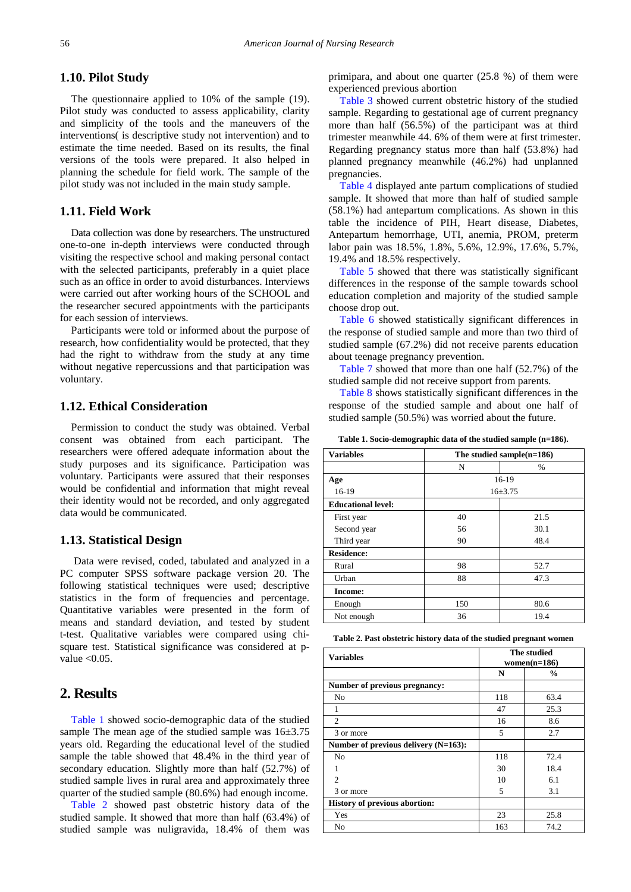### 1.10. Pilot Study

The questionnaire applied to 10% of the sample (19). Pilot study was conducted to assess applicability, clarity and simplicity of the tools and the maneuvers of the interventions( is descriptive study not intervention) and to estimate the time needed. Based on its results, the final versions of the tools were prepared. It also helped in planning the schedule for field work. The sample of the pilot study was not included in the main study sample.

### 1.11. Field Work

Data collection was done by researchers. The unstructured one-to-one in-depth interviews were conducted through visiting the respective school and making personal contact with the selected participants, preferably in a quiet place such as an office in order to avoid disturbances. Interviews were carried out after working hours of the SCHOOL and the researcher secured appointments with the participants for each session of interviews.

Participants were told or informed about the purpose of research, how confidentiality would be protected, that they had the right to withdraw from the study at any time without negative repercussions and that participation was voluntary.

### 1.12. Ethical Consideration

Permission to conduct the study was obtained. Verbal consent was obtained from each participant. The researchers were offered adequate information about the study purposes and its significance. Participation was voluntary. Participants were assured that their responses would be confidential and information that might reveal their identity would not be recorded, and only aggregated data would be communicated.

### 1.13. Statistical Design

Data were revised, coded, tabulated and analyzed in a PC computer SPSS software package version 20. The following statistical techniques were used; descriptive statistics in the form of frequencies and percentage. Quantitative variables were presented in the form of means and standard deviation, and tested by student t-test. Qualitative variables were compared using chi-square test. Statistical significance was considered at p-value <0.05.

## 2. Results

Table 1 showed socio-demographic data of the studied sample The mean age of the studied sample was 16±3.75 years old. Regarding the educational level of the studied sample the table showed that 48.4% in the third year of secondary education. Slightly more than half (52.7%) of studied sample lives in rural area and approximately three quarter of the studied sample (80.6%) had enough income.

Table 2 showed past obstetric history data of the studied sample. It showed that more than half (63.4%) of studied sample was nuligravida, 18.4% of them was primipara, and about one quarter (25.8 %) of them were experienced previous abortion

Table 3 showed current obstetric history of the studied sample. Regarding to gestational age of current pregnancy more than half (56.5%) of the participant was at third trimester meanwhile 44. 6% of them were at first trimester. Regarding pregnancy status more than half (53.8%) had planned pregnancy meanwhile (46.2%) had unplanned pregnancies.

Table 4 displayed ante partum complications of studied sample. It showed that more than half of studied sample (58.1%) had antepartum complications. As shown in this table the incidence of PIH, Heart disease, Diabetes, Antepartum hemorrhage, UTI, anemia, PROM, preterm labor pain was 18.5%, 1.8%, 5.6%, 12.9%, 17.6%, 5.7%, 19.4% and 18.5% respectively.

Table 5 showed that there was statistically significant differences in the response of the sample towards school education completion and majority of the studied sample choose drop out.

Table 6 showed statistically significant differences in the response of studied sample and more than two third of studied sample (67.2%) did not receive parents education about teenage pregnancy prevention.

Table 7 showed that more than one half (52.7%) of the studied sample did not receive support from parents.

Table 8 shows statistically significant differences in the response of the studied sample and about one half of studied sample (50.5%) was worried about the future.

**Table 1. Socio-demographic data of the studied sample (n=186).**

| Variables | The studied sample(n=186) | |
|---|---|---|
| | N | % |
| **Age** | 16-19 | |
| 16-19 | 16±3.75 | |
| **Educational level:** | | |
| First year | 40 | 21.5 |
| Second year | 56 | 30.1 |
| Third year | 90 | 48.4 |
| **Residence:** | | |
| Rural | 98 | 52.7 |
| Urban | 88 | 47.3 |
| **Income:** | | |
| Enough | 150 | 80.6 |
| Not enough | 36 | 19.4 |

**Table 2. Past obstetric history data of the studied pregnant women**

| Variables | The studied women(n=186) | |
|---|---|---|
| | **N** | **%** |
| **Number of previous pregnancy:** | | |
| No | 118 | 63.4 |
| 1 | 47 | 25.3 |
| 2 | 16 | 8.6 |
| 3 or more | 5 | 2.7 |
| **Number of previous delivery (N=163):** | | |
| No | 118 | 72.4 |
| 1 | 30 | 18.4 |
| 2 | 10 | 6.1 |
| 3 or more | 5 | 3.1 |
| **History of previous abortion:** | | |
| Yes | 23 | 25.8 |
| No | 163 | 74.2 |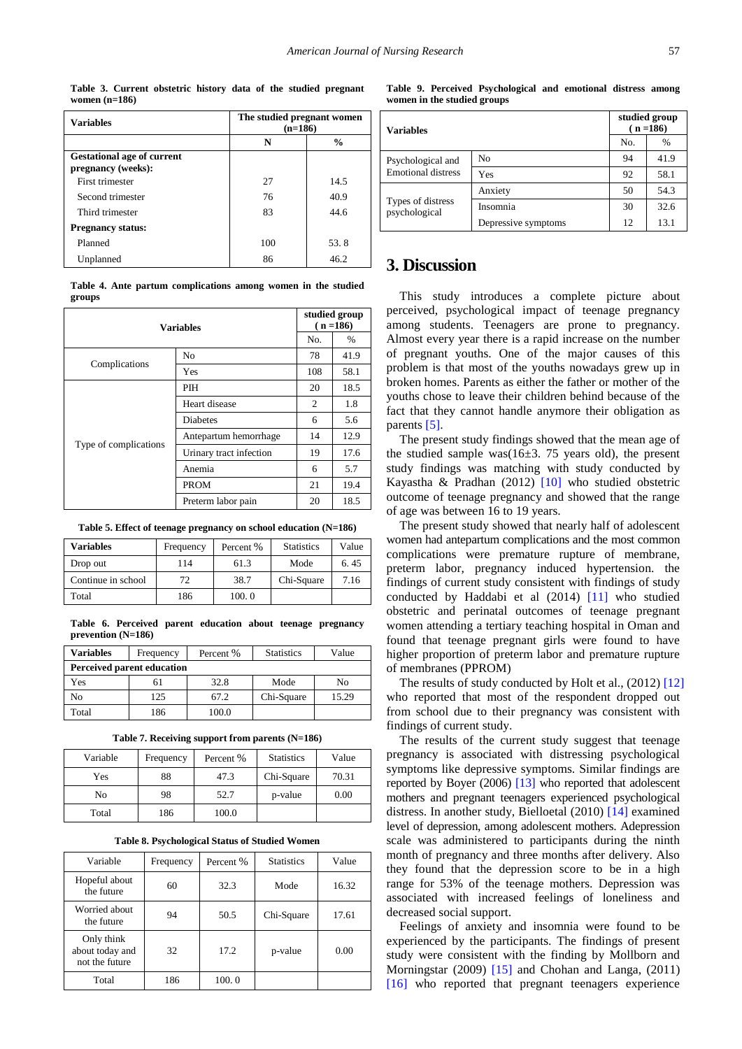**Table 3. Current obstetric history data of the studied pregnant women (n=186)**

| Variables | The studied pregnant women (n=186) | |
|---|---|---|
| | N | % |
| **Gestational age of current pregnancy (weeks):** | | |
| First trimester | 27 | 14.5 |
| Second trimester | 76 | 40.9 |
| Third trimester | 83 | 44.6 |
| **Pregnancy status:** | | |
| Planned | 100 | 53. 8 |
| Unplanned | 86 | 46.2 |

**Table 4. Ante partum complications among women in the studied groups**

| Variables | | studied group ( n =186) | |
|---|---|---|---|
| | | No. | % |
| Complications | No | 78 | 41.9 |
| | Yes | 108 | 58.1 |
| Type of complications | PIH | 20 | 18.5 |
| | Heart disease | 2 | 1.8 |
| | Diabetes | 6 | 5.6 |
| | Antepartum hemorrhage | 14 | 12.9 |
| | Urinary tract infection | 19 | 17.6 |
| | Anemia | 6 | 5.7 |
| | PROM | 21 | 19.4 |
| | Preterm labor pain | 20 | 18.5 |

**Table 5. Effect of teenage pregnancy on school education (N=186)**

| Variables | Frequency | Percent % | Statistics | Value |
|---|---|---|---|---|
| Drop out | 114 | 61.3 | Mode | 6. 45 |
| Continue in school | 72 | 38.7 | Chi-Square | 7.16 |
| Total | 186 | 100. 0 | | |

**Table 6. Perceived parent education about teenage pregnancy prevention (N=186)**

| Variables | Frequency | Percent % | Statistics | Value |
|---|---|---|---|---|
| **Perceived parent education** | | | | |
| Yes | 61 | 32.8 | Mode | No |
| No | 125 | 67.2 | Chi-Square | 15.29 |
| Total | 186 | 100.0 | | |

**Table 7. Receiving support from parents (N=186)**

| Variable | Frequency | Percent % | Statistics | Value |
|---|---|---|---|---|
| Yes | 88 | 47.3 | Chi-Square | 70.31 |
| No | 98 | 52.7 | p-value | 0.00 |
| Total | 186 | 100.0 | | |

**Table 8. Psychological Status of Studied Women**

| Variable | Frequency | Percent % | Statistics | Value |
|---|---|---|---|---|
| Hopeful about the future | 60 | 32.3 | Mode | 16.32 |
| Worried about the future | 94 | 50.5 | Chi-Square | 17.61 |
| Only think about today and not the future | 32 | 17.2 | p-value | 0.00 |
| Total | 186 | 100. 0 | | |

**Table 9. Perceived Psychological and emotional distress among women in the studied groups**

| Variables | | studied group ( n =186) | |
|---|---|---|---|
| | | No. | % |
| Psychological and Emotional distress | No | 94 | 41.9 |
| | Yes | 92 | 58.1 |
| Types of distress psychological | Anxiety | 50 | 54.3 |
| | Insomnia | 30 | 32.6 |
| | Depressive symptoms | 12 | 13.1 |

## 3. Discussion

This study introduces a complete picture about perceived, psychological impact of teenage pregnancy among students. Teenagers are prone to pregnancy. Almost every year there is a rapid increase on the number of pregnant youths. One of the major causes of this problem is that most of the youths nowadays grew up in broken homes. Parents as either the father or mother of the youths chose to leave their children behind because of the fact that they cannot handle anymore their obligation as parents [5].

The present study findings showed that the mean age of the studied sample was(16±3. 75 years old), the present study findings was matching with study conducted by Kayastha & Pradhan (2012) [10] who studied obstetric outcome of teenage pregnancy and showed that the range of age was between 16 to 19 years.

The present study showed that nearly half of adolescent women had antepartum complications and the most common complications were premature rupture of membrane, preterm labor, pregnancy induced hypertension. the findings of current study consistent with findings of study conducted by Haddabi et al (2014) [11] who studied obstetric and perinatal outcomes of teenage pregnant women attending a tertiary teaching hospital in Oman and found that teenage pregnant girls were found to have higher proportion of preterm labor and premature rupture of membranes (PPROM)

The results of study conducted by Holt et al., (2012) [12] who reported that most of the respondent dropped out from school due to their pregnancy was consistent with findings of current study.

The results of the current study suggest that teenage pregnancy is associated with distressing psychological symptoms like depressive symptoms. Similar findings are reported by Boyer (2006) [13] who reported that adolescent mothers and pregnant teenagers experienced psychological distress. In another study, Bielloetal (2010) [14] examined level of depression, among adolescent mothers. Adepression scale was administered to participants during the ninth month of pregnancy and three months after delivery. Also they found that the depression score to be in a high range for 53% of the teenage mothers. Depression was associated with increased feelings of loneliness and decreased social support.

Feelings of anxiety and insomnia were found to be experienced by the participants. The findings of present study were consistent with the finding by Mollborn and Morningstar (2009) [15] and Chohan and Langa, (2011) [16] who reported that pregnant teenagers experience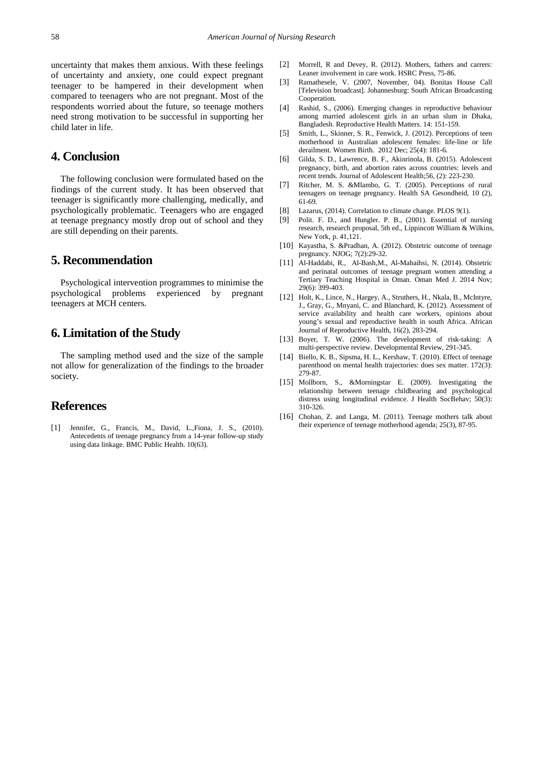uncertainty that makes them anxious. With these feelings of uncertainty and anxiety, one could expect pregnant teenager to be hampered in their development when compared to teenagers who are not pregnant. Most of the respondents worried about the future, so teenage mothers need strong motivation to be successful in supporting her child later in life.

## 4. Conclusion

The following conclusion were formulated based on the findings of the current study. It has been observed that teenager is significantly more challenging, medically, and psychologically problematic. Teenagers who are engaged at teenage pregnancy mostly drop out of school and they are still depending on their parents.

## 5. Recommendation

Psychological intervention programmes to minimise the psychological problems experienced by pregnant teenagers at MCH centers.

## 6. Limitation of the Study

The sampling method used and the size of the sample not allow for generalization of the findings to the broader society.

## References

[1] Jennifer, G., Francis, M., David, L.,Fiona, J. S., (2010). Antecedents of teenage pregnancy from a 14-year follow-up study using data linkage. BMC Public Health. 10(63).

[2] Morrell, R and Devey, R. (2012). Mothers, fathers and carrers: Leaner involvement in care work. HSRC Press, 75-86.

[3] Ramathesele, V. (2007, November, 04). Bonitas House Call [Television broadcast]. Johannesburg: South African Broadcasting Cooperation.

[4] Rashid, S., (2006). Emerging changes in reproductive behaviour among married adolescent girls in an urban slum in Dhaka, Bangladesh. Reproductive Health Matters. 14: 151-159.

[5] Smith, L., Skinner, S. R., Fenwick, J. (2012). Perceptions of teen motherhood in Australian adolescent females: life-line or life derailment. Women Birth. 2012 Dec; 25(4): 181-6.

[6] Gilda, S. D., Lawrence, B. F., Akinrinola, B. (2015). Adolescent pregnancy, birth, and abortion rates across countries: levels and recent trends. Journal of Adolescent Health;56, (2): 223-230.

[7] Ritcher, M. S. &Mlambo, G. T. (2005). Perceptions of rural teenagers on teenage pregnancy. Health SA Gesondheid, 10 (2), 61-69.

[8] Lazarus, (2014). Correlation to climate change. PLOS 9(1).

[9] Polit. F. D., and Hungler. P. B., (2001). Essential of nursing research, research proposal, 5th ed., Lippincott William & Wilkins, New York, p. 41,121.

[10] Kayastha, S. &Pradhan, A. (2012). Obstetric outcome of teenage pregnancy. NJOG; 7(2):29-32.

[11] Al-Haddabi, R., Al-Bash,M., Al-Mabaihsi, N. (2014). Obstetric and perinatal outcomes of teenage pregnant women attending a Tertiary Teaching Hospital in Oman. Oman Med J. 2014 Nov; 29(6): 399-403.

[12] Holt, K., Lince, N., Hargey, A., Struthers, H., Nkala, B., McIntyre, J., Gray, G., Mnyani, C. and Blanchard, K. (2012). Assessment of service availability and health care workers, opinions about young's sexual and reproductive health in south Africa. African Journal of Reproductive Health, 16(2), 283-294.

[13] Boyer, T. W. (2006). The development of risk-taking: A multi-perspective review. Developmental Review, 291-345.

[14] Biello, K. B., Sipsma, H. L., Kershaw, T. (2010). Effect of teenage parenthood on mental health trajectories: does sex matter. 172(3): 279-87.

[15] Mollborn, S., &Morningstar E. (2009). Investigating the relationship between teenage childbearing and psychological distress using longitudinal evidence. J Health SocBehav; 50(3): 310-326.

[16] Chohan, Z. and Langa, M. (2011). Teenage mothers talk about their experience of teenage motherhood agenda; 25(3), 87-95.